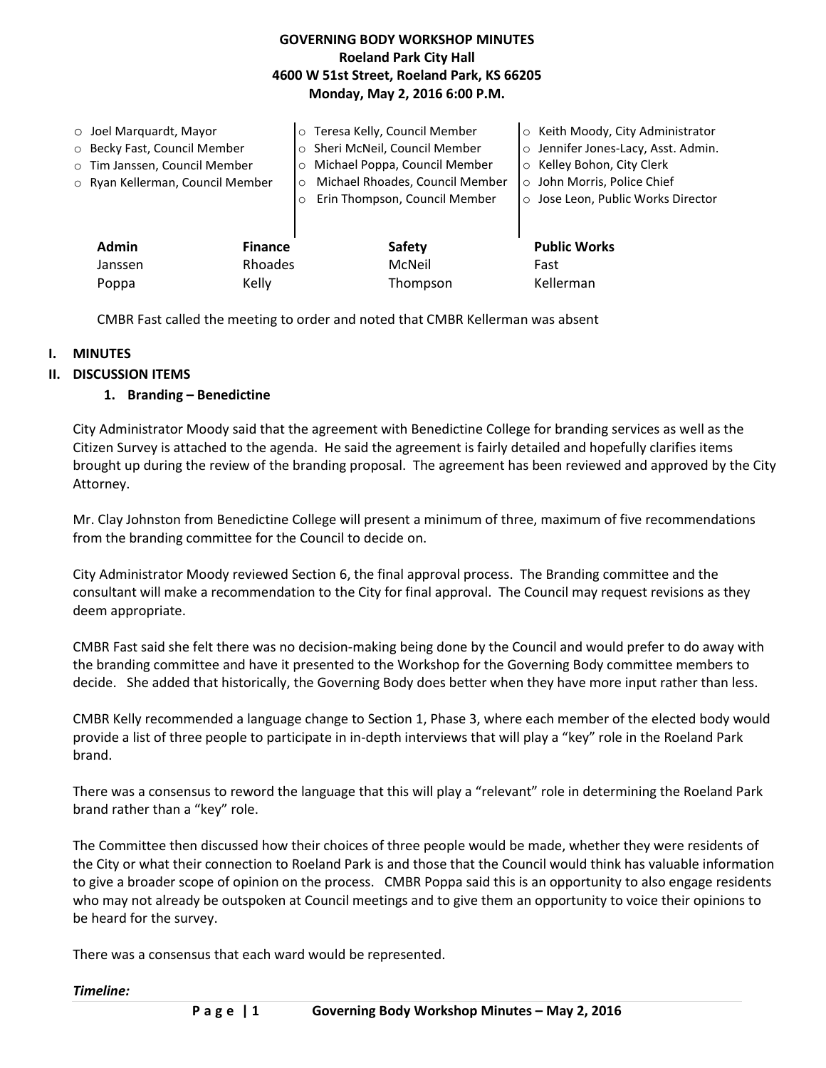**GOVERNING BODY WORKSHOP MINUTES**
**Roeland Park City Hall**
**4600 W 51st Street, Roeland Park, KS 66205**
**Monday, May 2, 2016 6:00 P.M.**

- Joel Marquardt, Mayor
- Becky Fast, Council Member
- Tim Janssen, Council Member
- Ryan Kellerman, Council Member
- Teresa Kelly, Council Member
- Sheri McNeil, Council Member
- Michael Poppa, Council Member
- Michael Rhoades, Council Member
- Erin Thompson, Council Member
- Keith Moody, City Administrator
- Jennifer Jones-Lacy, Asst. Admin.
- Kelley Bohon, City Clerk
- John Morris, Police Chief
- Jose Leon, Public Works Director

| Admin | Finance | Safety | Public Works |
|---|---|---|---|
| Janssen | Rhoades | McNeil | Fast |
| Poppa | Kelly | Thompson | Kellerman |

CMBR Fast called the meeting to order and noted that CMBR Kellerman was absent

## I. MINUTES

## II. DISCUSSION ITEMS

### 1. Branding – Benedictine

City Administrator Moody said that the agreement with Benedictine College for branding services as well as the Citizen Survey is attached to the agenda. He said the agreement is fairly detailed and hopefully clarifies items brought up during the review of the branding proposal. The agreement has been reviewed and approved by the City Attorney.

Mr. Clay Johnston from Benedictine College will present a minimum of three, maximum of five recommendations from the branding committee for the Council to decide on.

City Administrator Moody reviewed Section 6, the final approval process. The Branding committee and the consultant will make a recommendation to the City for final approval. The Council may request revisions as they deem appropriate.

CMBR Fast said she felt there was no decision-making being done by the Council and would prefer to do away with the branding committee and have it presented to the Workshop for the Governing Body committee members to decide. She added that historically, the Governing Body does better when they have more input rather than less.

CMBR Kelly recommended a language change to Section 1, Phase 3, where each member of the elected body would provide a list of three people to participate in in-depth interviews that will play a "key" role in the Roeland Park brand.

There was a consensus to reword the language that this will play a "relevant" role in determining the Roeland Park brand rather than a "key" role.

The Committee then discussed how their choices of three people would be made, whether they were residents of the City or what their connection to Roeland Park is and those that the Council would think has valuable information to give a broader scope of opinion on the process. CMBR Poppa said this is an opportunity to also engage residents who may not already be outspoken at Council meetings and to give them an opportunity to voice their opinions to be heard for the survey.

There was a consensus that each ward would be represented.

***Timeline:***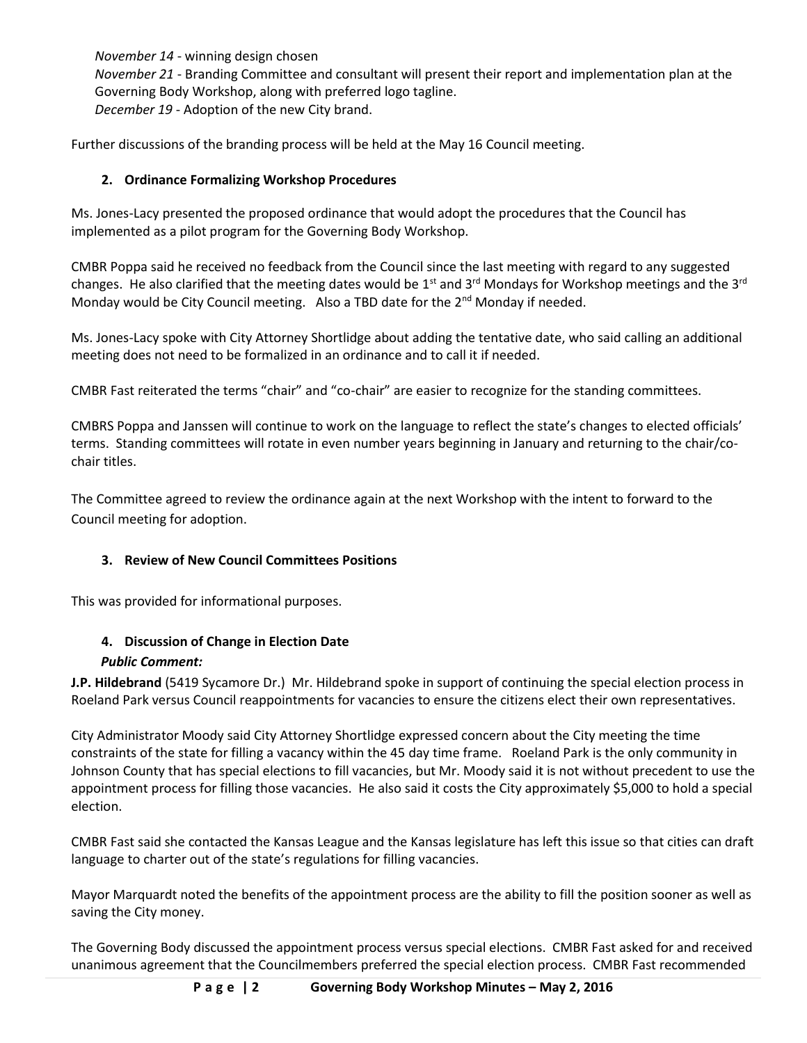*November 14* - winning design chosen
*November 21* - Branding Committee and consultant will present their report and implementation plan at the Governing Body Workshop, along with preferred logo tagline.
*December 19* - Adoption of the new City brand.

Further discussions of the branding process will be held at the May 16 Council meeting.

### 2. Ordinance Formalizing Workshop Procedures

Ms. Jones-Lacy presented the proposed ordinance that would adopt the procedures that the Council has implemented as a pilot program for the Governing Body Workshop.

CMBR Poppa said he received no feedback from the Council since the last meeting with regard to any suggested changes. He also clarified that the meeting dates would be 1st and 3rd Mondays for Workshop meetings and the 3rd Monday would be City Council meeting. Also a TBD date for the 2nd Monday if needed.

Ms. Jones-Lacy spoke with City Attorney Shortlidge about adding the tentative date, who said calling an additional meeting does not need to be formalized in an ordinance and to call it if needed.

CMBR Fast reiterated the terms "chair" and "co-chair" are easier to recognize for the standing committees.

CMBRS Poppa and Janssen will continue to work on the language to reflect the state's changes to elected officials' terms. Standing committees will rotate in even number years beginning in January and returning to the chair/co-chair titles.

The Committee agreed to review the ordinance again at the next Workshop with the intent to forward to the Council meeting for adoption.

### 3. Review of New Council Committees Positions

This was provided for informational purposes.

### 4. Discussion of Change in Election Date

***Public Comment:***

**J.P. Hildebrand** (5419 Sycamore Dr.) Mr. Hildebrand spoke in support of continuing the special election process in Roeland Park versus Council reappointments for vacancies to ensure the citizens elect their own representatives.

City Administrator Moody said City Attorney Shortlidge expressed concern about the City meeting the time constraints of the state for filling a vacancy within the 45 day time frame. Roeland Park is the only community in Johnson County that has special elections to fill vacancies, but Mr. Moody said it is not without precedent to use the appointment process for filling those vacancies. He also said it costs the City approximately $5,000 to hold a special election.

CMBR Fast said she contacted the Kansas League and the Kansas legislature has left this issue so that cities can draft language to charter out of the state's regulations for filling vacancies.

Mayor Marquardt noted the benefits of the appointment process are the ability to fill the position sooner as well as saving the City money.

The Governing Body discussed the appointment process versus special elections. CMBR Fast asked for and received unanimous agreement that the Councilmembers preferred the special election process. CMBR Fast recommended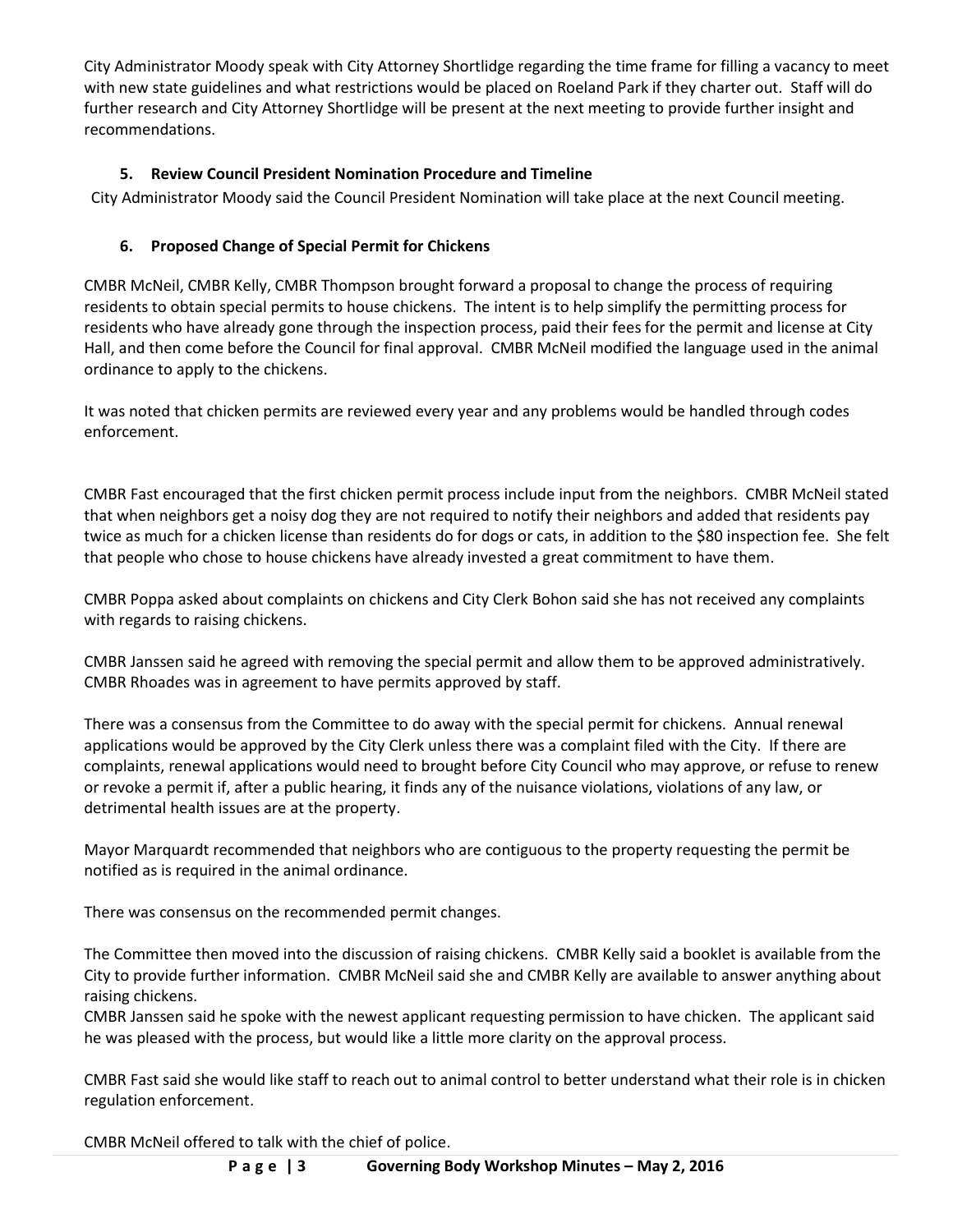City Administrator Moody speak with City Attorney Shortlidge regarding the time frame for filling a vacancy to meet with new state guidelines and what restrictions would be placed on Roeland Park if they charter out. Staff will do further research and City Attorney Shortlidge will be present at the next meeting to provide further insight and recommendations.

### 5. Review Council President Nomination Procedure and Timeline

City Administrator Moody said the Council President Nomination will take place at the next Council meeting.

### 6. Proposed Change of Special Permit for Chickens

CMBR McNeil, CMBR Kelly, CMBR Thompson brought forward a proposal to change the process of requiring residents to obtain special permits to house chickens. The intent is to help simplify the permitting process for residents who have already gone through the inspection process, paid their fees for the permit and license at City Hall, and then come before the Council for final approval. CMBR McNeil modified the language used in the animal ordinance to apply to the chickens.

It was noted that chicken permits are reviewed every year and any problems would be handled through codes enforcement.

CMBR Fast encouraged that the first chicken permit process include input from the neighbors. CMBR McNeil stated that when neighbors get a noisy dog they are not required to notify their neighbors and added that residents pay twice as much for a chicken license than residents do for dogs or cats, in addition to the $80 inspection fee. She felt that people who chose to house chickens have already invested a great commitment to have them.

CMBR Poppa asked about complaints on chickens and City Clerk Bohon said she has not received any complaints with regards to raising chickens.

CMBR Janssen said he agreed with removing the special permit and allow them to be approved administratively. CMBR Rhoades was in agreement to have permits approved by staff.

There was a consensus from the Committee to do away with the special permit for chickens. Annual renewal applications would be approved by the City Clerk unless there was a complaint filed with the City. If there are complaints, renewal applications would need to brought before City Council who may approve, or refuse to renew or revoke a permit if, after a public hearing, it finds any of the nuisance violations, violations of any law, or detrimental health issues are at the property.

Mayor Marquardt recommended that neighbors who are contiguous to the property requesting the permit be notified as is required in the animal ordinance.

There was consensus on the recommended permit changes.

The Committee then moved into the discussion of raising chickens. CMBR Kelly said a booklet is available from the City to provide further information. CMBR McNeil said she and CMBR Kelly are available to answer anything about raising chickens.

CMBR Janssen said he spoke with the newest applicant requesting permission to have chicken. The applicant said he was pleased with the process, but would like a little more clarity on the approval process.

CMBR Fast said she would like staff to reach out to animal control to better understand what their role is in chicken regulation enforcement.

CMBR McNeil offered to talk with the chief of police.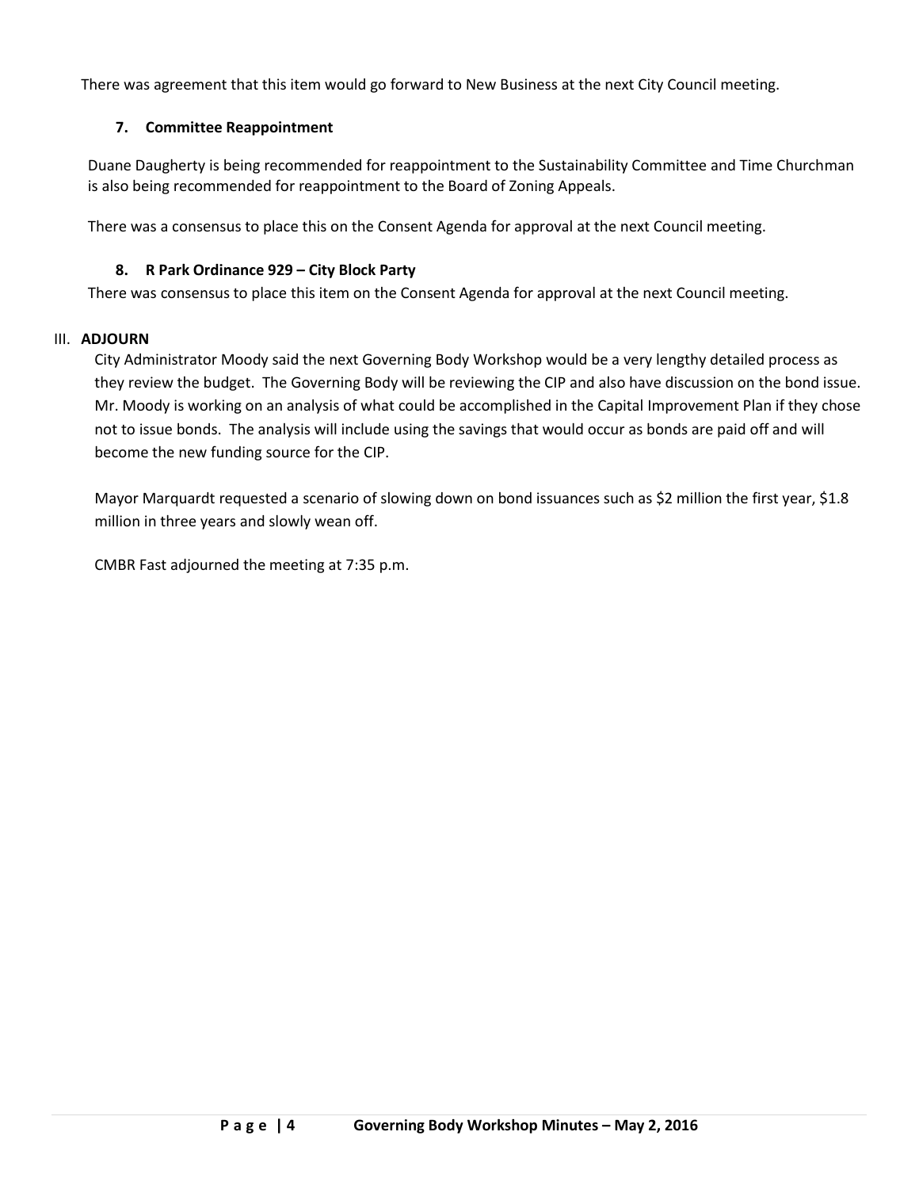There was agreement that this item would go forward to New Business at the next City Council meeting.

### 7. Committee Reappointment

Duane Daugherty is being recommended for reappointment to the Sustainability Committee and Time Churchman is also being recommended for reappointment to the Board of Zoning Appeals.

There was a consensus to place this on the Consent Agenda for approval at the next Council meeting.

### 8. R Park Ordinance 929 – City Block Party

There was consensus to place this item on the Consent Agenda for approval at the next Council meeting.

## III. ADJOURN

City Administrator Moody said the next Governing Body Workshop would be a very lengthy detailed process as they review the budget. The Governing Body will be reviewing the CIP and also have discussion on the bond issue. Mr. Moody is working on an analysis of what could be accomplished in the Capital Improvement Plan if they chose not to issue bonds. The analysis will include using the savings that would occur as bonds are paid off and will become the new funding source for the CIP.

Mayor Marquardt requested a scenario of slowing down on bond issuances such as $2 million the first year, $1.8 million in three years and slowly wean off.

CMBR Fast adjourned the meeting at 7:35 p.m.